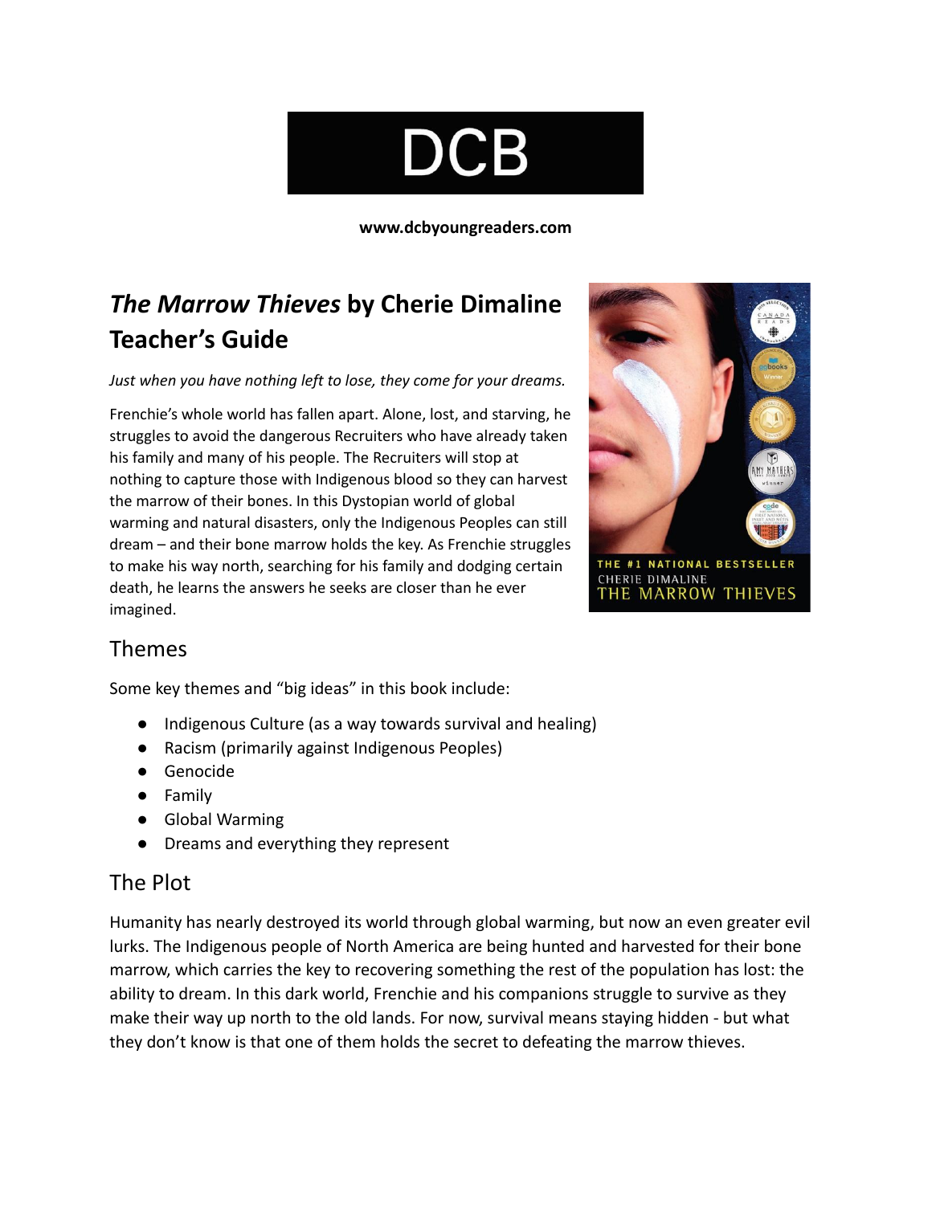DCB

**www.dcbyoungreaders.com**

# *The Marrow Thieves* by Cherie Dimaline Teacher's Guide

*Just when you have nothing left to lose, they come for your dreams.*

Frenchie's whole world has fallen apart. Alone, lost, and starving, he struggles to avoid the dangerous Recruiters who have already taken his family and many of his people. The Recruiters will stop at nothing to capture those with Indigenous blood so they can harvest the marrow of their bones. In this Dystopian world of global warming and natural disasters, only the Indigenous Peoples can still dream – and their bone marrow holds the key. As Frenchie struggles to make his way north, searching for his family and dodging certain death, he learns the answers he seeks are closer than he ever imagined.

## Themes

Some key themes and "big ideas" in this book include:

- Indigenous Culture (as a way towards survival and healing)
- Racism (primarily against Indigenous Peoples)
- Genocide
- Family
- Global Warming
- Dreams and everything they represent

## The Plot

Humanity has nearly destroyed its world through global warming, but now an even greater evil lurks. The Indigenous people of North America are being hunted and harvested for their bone marrow, which carries the key to recovering something the rest of the population has lost: the ability to dream. In this dark world, Frenchie and his companions struggle to survive as they make their way up north to the old lands. For now, survival means staying hidden - but what they don't know is that one of them holds the secret to defeating the marrow thieves.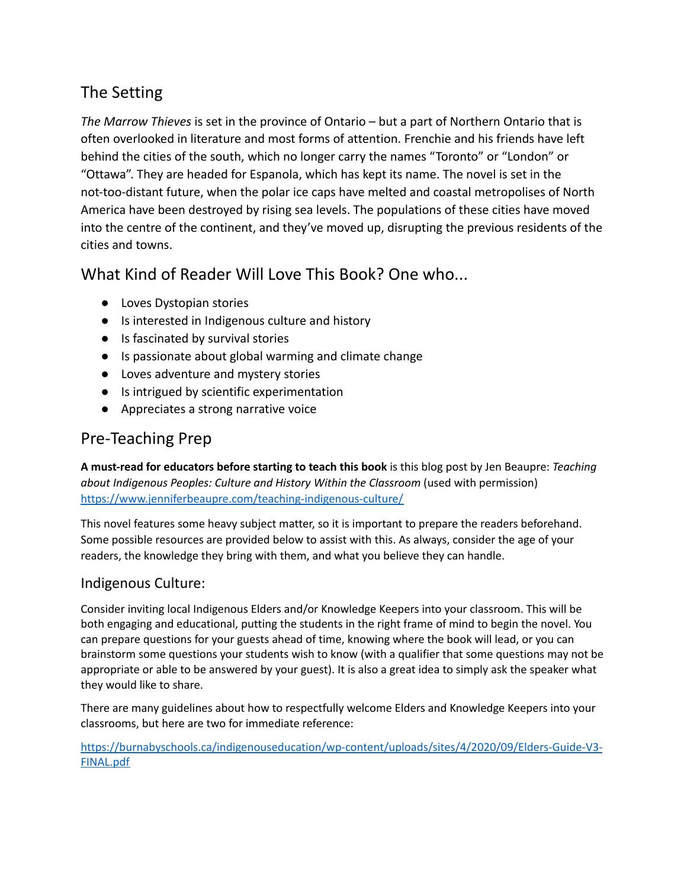## The Setting

*The Marrow Thieves* is set in the province of Ontario – but a part of Northern Ontario that is often overlooked in literature and most forms of attention. Frenchie and his friends have left behind the cities of the south, which no longer carry the names "Toronto" or "London" or "Ottawa". They are headed for Espanola, which has kept its name. The novel is set in the not-too-distant future, when the polar ice caps have melted and coastal metropolises of North America have been destroyed by rising sea levels. The populations of these cities have moved into the centre of the continent, and they've moved up, disrupting the previous residents of the cities and towns.

## What Kind of Reader Will Love This Book? One who...

- Loves Dystopian stories
- Is interested in Indigenous culture and history
- Is fascinated by survival stories
- Is passionate about global warming and climate change
- Loves adventure and mystery stories
- Is intrigued by scientific experimentation
- Appreciates a strong narrative voice

## Pre-Teaching Prep

**A must-read for educators before starting to teach this book** is this blog post by Jen Beaupre: *Teaching about Indigenous Peoples: Culture and History Within the Classroom* (used with permission) https://www.jenniferbeaupre.com/teaching-indigenous-culture/

This novel features some heavy subject matter, so it is important to prepare the readers beforehand. Some possible resources are provided below to assist with this. As always, consider the age of your readers, the knowledge they bring with them, and what you believe they can handle.

### Indigenous Culture:

Consider inviting local Indigenous Elders and/or Knowledge Keepers into your classroom. This will be both engaging and educational, putting the students in the right frame of mind to begin the novel. You can prepare questions for your guests ahead of time, knowing where the book will lead, or you can brainstorm some questions your students wish to know (with a qualifier that some questions may not be appropriate or able to be answered by your guest). It is also a great idea to simply ask the speaker what they would like to share.

There are many guidelines about how to respectfully welcome Elders and Knowledge Keepers into your classrooms, but here are two for immediate reference:

https://burnabyschools.ca/indigenouseducation/wp-content/uploads/sites/4/2020/09/Elders-Guide-V3-FINAL.pdf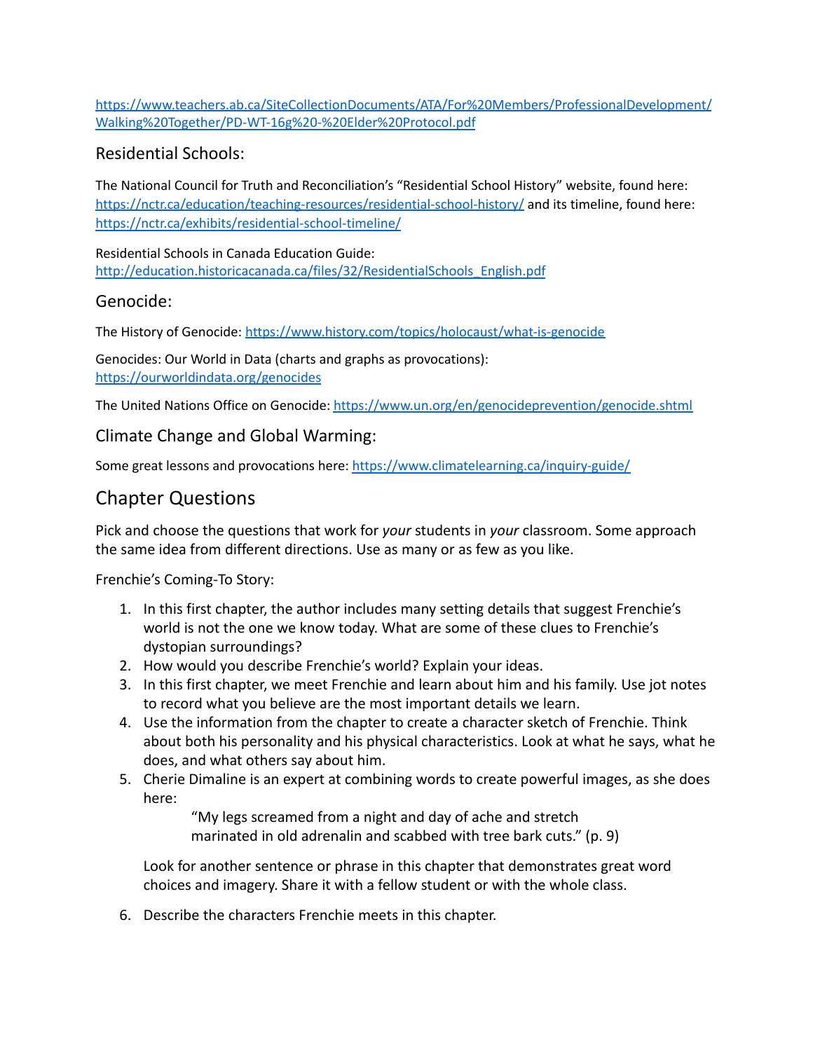https://www.teachers.ab.ca/SiteCollectionDocuments/ATA/For%20Members/ProfessionalDevelopment/Walking%20Together/PD-WT-16g%20-%20Elder%20Protocol.pdf

### Residential Schools:

The National Council for Truth and Reconciliation's "Residential School History" website, found here: https://nctr.ca/education/teaching-resources/residential-school-history/ and its timeline, found here: https://nctr.ca/exhibits/residential-school-timeline/

Residential Schools in Canada Education Guide: http://education.historicacanada.ca/files/32/ResidentialSchools_English.pdf

### Genocide:

The History of Genocide: https://www.history.com/topics/holocaust/what-is-genocide

Genocides: Our World in Data (charts and graphs as provocations): https://ourworldindata.org/genocides

The United Nations Office on Genocide: https://www.un.org/en/genocideprevention/genocide.shtml

### Climate Change and Global Warming:

Some great lessons and provocations here: https://www.climatelearning.ca/inquiry-guide/

## Chapter Questions

Pick and choose the questions that work for *your* students in *your* classroom. Some approach the same idea from different directions. Use as many or as few as you like.

Frenchie's Coming-To Story:

1. In this first chapter, the author includes many setting details that suggest Frenchie's world is not the one we know today. What are some of these clues to Frenchie's dystopian surroundings?
2. How would you describe Frenchie's world? Explain your ideas.
3. In this first chapter, we meet Frenchie and learn about him and his family. Use jot notes to record what you believe are the most important details we learn.
4. Use the information from the chapter to create a character sketch of Frenchie. Think about both his personality and his physical characteristics. Look at what he says, what he does, and what others say about him.
5. Cherie Dimaline is an expert at combining words to create powerful images, as she does here:

   > "My legs screamed from a night and day of ache and stretch
   > marinated in old adrenalin and scabbed with tree bark cuts." (p. 9)

   Look for another sentence or phrase in this chapter that demonstrates great word choices and imagery. Share it with a fellow student or with the whole class.

6. Describe the characters Frenchie meets in this chapter.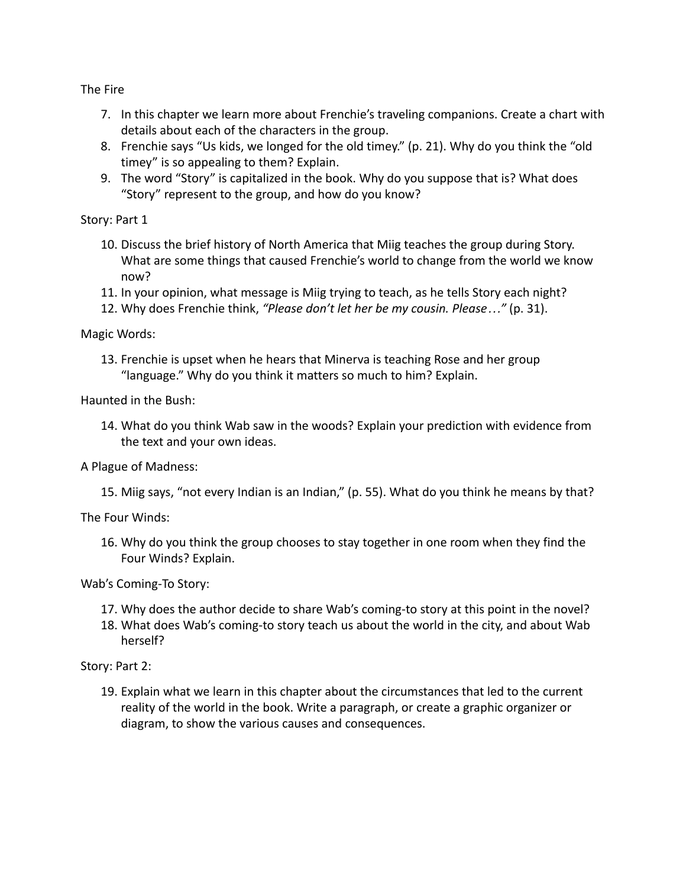The Fire

7. In this chapter we learn more about Frenchie's traveling companions. Create a chart with details about each of the characters in the group.
8. Frenchie says "Us kids, we longed for the old timey." (p. 21). Why do you think the "old timey" is so appealing to them? Explain.
9. The word "Story" is capitalized in the book. Why do you suppose that is? What does "Story" represent to the group, and how do you know?

Story: Part 1

10. Discuss the brief history of North America that Miig teaches the group during Story. What are some things that caused Frenchie's world to change from the world we know now?
11. In your opinion, what message is Miig trying to teach, as he tells Story each night?
12. Why does Frenchie think, *"Please don't let her be my cousin. Please…"* (p. 31).

Magic Words:

13. Frenchie is upset when he hears that Minerva is teaching Rose and her group "language." Why do you think it matters so much to him? Explain.

Haunted in the Bush:

14. What do you think Wab saw in the woods? Explain your prediction with evidence from the text and your own ideas.

A Plague of Madness:

15. Miig says, "not every Indian is an Indian," (p. 55). What do you think he means by that?

The Four Winds:

16. Why do you think the group chooses to stay together in one room when they find the Four Winds? Explain.

Wab's Coming-To Story:

17. Why does the author decide to share Wab's coming-to story at this point in the novel?
18. What does Wab's coming-to story teach us about the world in the city, and about Wab herself?

Story: Part 2:

19. Explain what we learn in this chapter about the circumstances that led to the current reality of the world in the book. Write a paragraph, or create a graphic organizer or diagram, to show the various causes and consequences.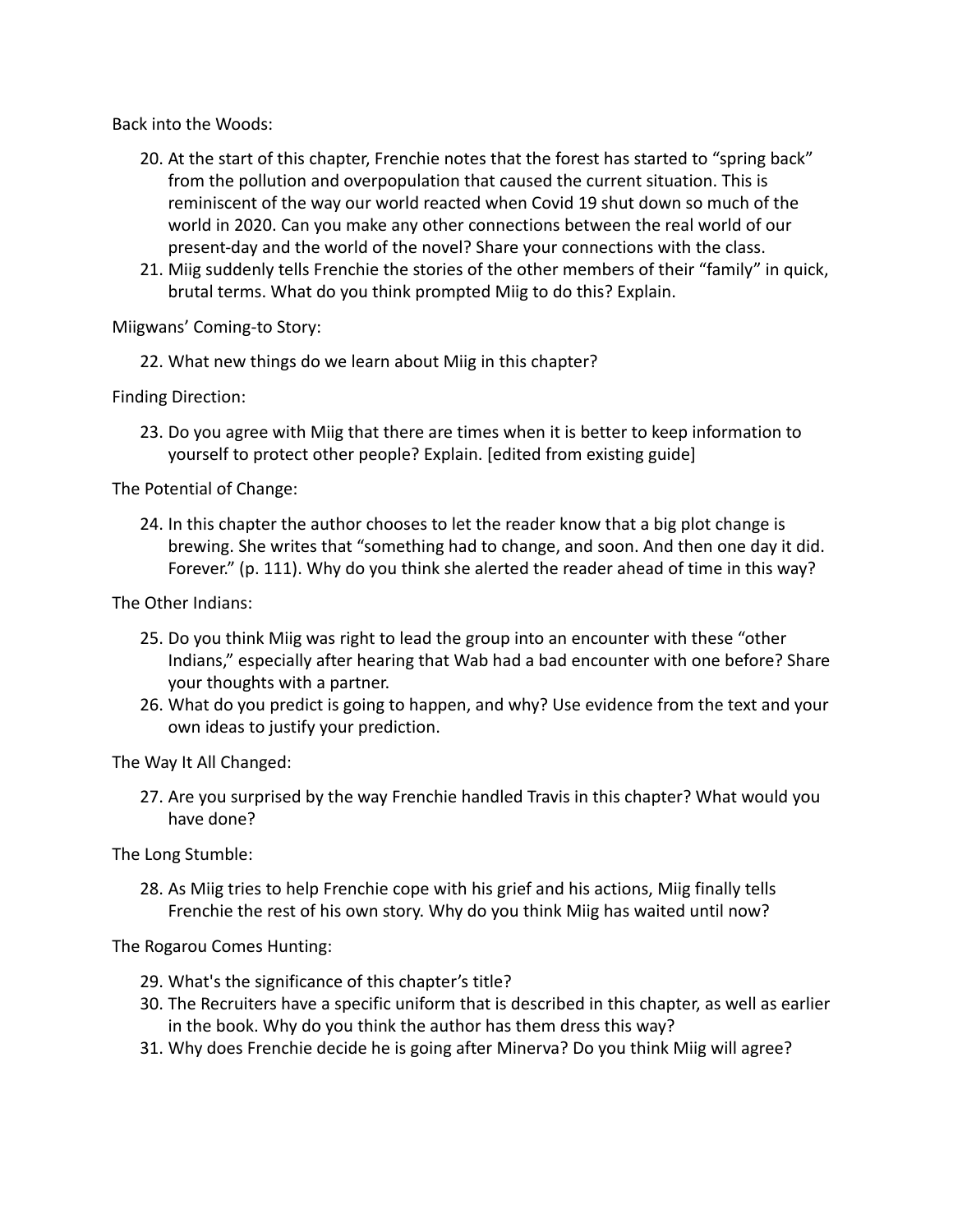Back into the Woods:

20. At the start of this chapter, Frenchie notes that the forest has started to "spring back" from the pollution and overpopulation that caused the current situation. This is reminiscent of the way our world reacted when Covid 19 shut down so much of the world in 2020. Can you make any other connections between the real world of our present-day and the world of the novel? Share your connections with the class.
21. Miig suddenly tells Frenchie the stories of the other members of their "family" in quick, brutal terms. What do you think prompted Miig to do this? Explain.

Miigwans' Coming-to Story:

22. What new things do we learn about Miig in this chapter?

Finding Direction:

23. Do you agree with Miig that there are times when it is better to keep information to yourself to protect other people? Explain. [edited from existing guide]

The Potential of Change:

24. In this chapter the author chooses to let the reader know that a big plot change is brewing. She writes that "something had to change, and soon. And then one day it did. Forever." (p. 111). Why do you think she alerted the reader ahead of time in this way?

The Other Indians:

25. Do you think Miig was right to lead the group into an encounter with these "other Indians," especially after hearing that Wab had a bad encounter with one before? Share your thoughts with a partner.
26. What do you predict is going to happen, and why? Use evidence from the text and your own ideas to justify your prediction.

The Way It All Changed:

27. Are you surprised by the way Frenchie handled Travis in this chapter? What would you have done?

The Long Stumble:

28. As Miig tries to help Frenchie cope with his grief and his actions, Miig finally tells Frenchie the rest of his own story. Why do you think Miig has waited until now?

The Rogarou Comes Hunting:

29. What's the significance of this chapter's title?
30. The Recruiters have a specific uniform that is described in this chapter, as well as earlier in the book. Why do you think the author has them dress this way?
31. Why does Frenchie decide he is going after Minerva? Do you think Miig will agree?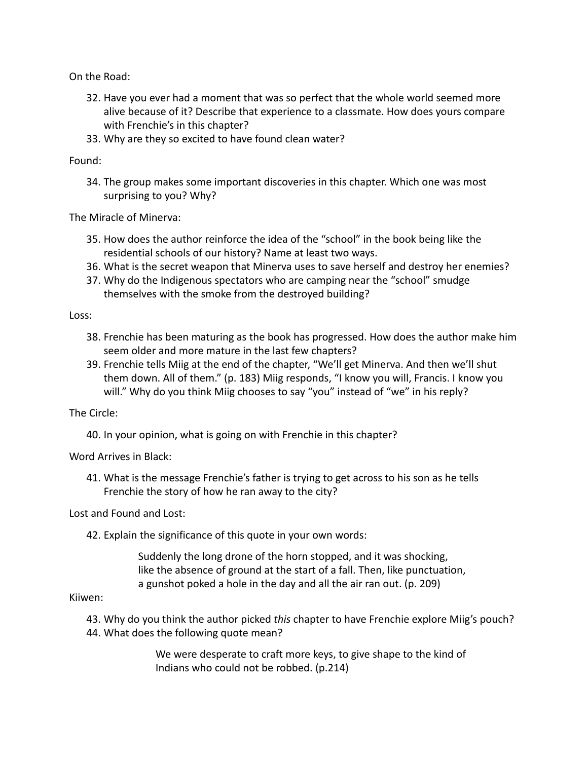On the Road:

32. Have you ever had a moment that was so perfect that the whole world seemed more alive because of it? Describe that experience to a classmate. How does yours compare with Frenchie's in this chapter?
33. Why are they so excited to have found clean water?

Found:

34. The group makes some important discoveries in this chapter. Which one was most surprising to you? Why?

The Miracle of Minerva:

35. How does the author reinforce the idea of the "school" in the book being like the residential schools of our history? Name at least two ways.
36. What is the secret weapon that Minerva uses to save herself and destroy her enemies?
37. Why do the Indigenous spectators who are camping near the "school" smudge themselves with the smoke from the destroyed building?

Loss:

38. Frenchie has been maturing as the book has progressed. How does the author make him seem older and more mature in the last few chapters?
39. Frenchie tells Miig at the end of the chapter, "We'll get Minerva. And then we'll shut them down. All of them." (p. 183) Miig responds, "I know you will, Francis. I know you will." Why do you think Miig chooses to say "you" instead of "we" in his reply?

The Circle:

40. In your opinion, what is going on with Frenchie in this chapter?

Word Arrives in Black:

41. What is the message Frenchie's father is trying to get across to his son as he tells Frenchie the story of how he ran away to the city?

Lost and Found and Lost:

42. Explain the significance of this quote in your own words:

> Suddenly the long drone of the horn stopped, and it was shocking, like the absence of ground at the start of a fall. Then, like punctuation, a gunshot poked a hole in the day and all the air ran out. (p. 209)

Kiiwen:

43. Why do you think the author picked *this* chapter to have Frenchie explore Miig's pouch?
44. What does the following quote mean?

> We were desperate to craft more keys, to give shape to the kind of Indians who could not be robbed. (p.214)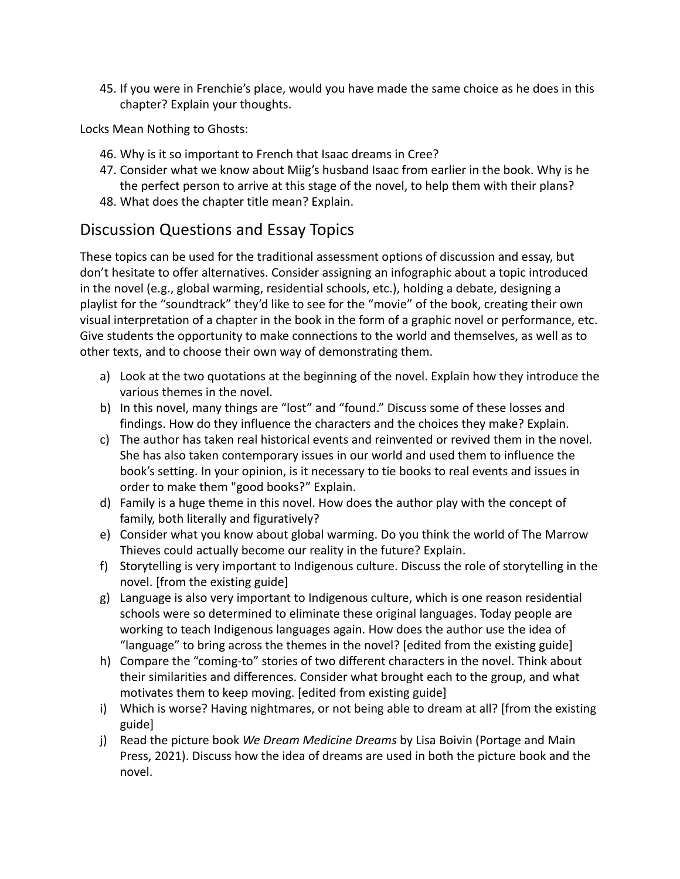45. If you were in Frenchie's place, would you have made the same choice as he does in this chapter? Explain your thoughts.

Locks Mean Nothing to Ghosts:

46. Why is it so important to French that Isaac dreams in Cree?
47. Consider what we know about Miig's husband Isaac from earlier in the book. Why is he the perfect person to arrive at this stage of the novel, to help them with their plans?
48. What does the chapter title mean? Explain.

## Discussion Questions and Essay Topics

These topics can be used for the traditional assessment options of discussion and essay, but don't hesitate to offer alternatives. Consider assigning an infographic about a topic introduced in the novel (e.g., global warming, residential schools, etc.), holding a debate, designing a playlist for the "soundtrack" they'd like to see for the "movie" of the book, creating their own visual interpretation of a chapter in the book in the form of a graphic novel or performance, etc. Give students the opportunity to make connections to the world and themselves, as well as to other texts, and to choose their own way of demonstrating them.

a) Look at the two quotations at the beginning of the novel. Explain how they introduce the various themes in the novel.
b) In this novel, many things are "lost" and "found." Discuss some of these losses and findings. How do they influence the characters and the choices they make? Explain.
c) The author has taken real historical events and reinvented or revived them in the novel. She has also taken contemporary issues in our world and used them to influence the book's setting. In your opinion, is it necessary to tie books to real events and issues in order to make them "good books?" Explain.
d) Family is a huge theme in this novel. How does the author play with the concept of family, both literally and figuratively?
e) Consider what you know about global warming. Do you think the world of The Marrow Thieves could actually become our reality in the future? Explain.
f) Storytelling is very important to Indigenous culture. Discuss the role of storytelling in the novel. [from the existing guide]
g) Language is also very important to Indigenous culture, which is one reason residential schools were so determined to eliminate these original languages. Today people are working to teach Indigenous languages again. How does the author use the idea of "language" to bring across the themes in the novel? [edited from the existing guide]
h) Compare the "coming-to" stories of two different characters in the novel. Think about their similarities and differences. Consider what brought each to the group, and what motivates them to keep moving. [edited from existing guide]
i) Which is worse? Having nightmares, or not being able to dream at all? [from the existing guide]
j) Read the picture book *We Dream Medicine Dreams* by Lisa Boivin (Portage and Main Press, 2021). Discuss how the idea of dreams are used in both the picture book and the novel.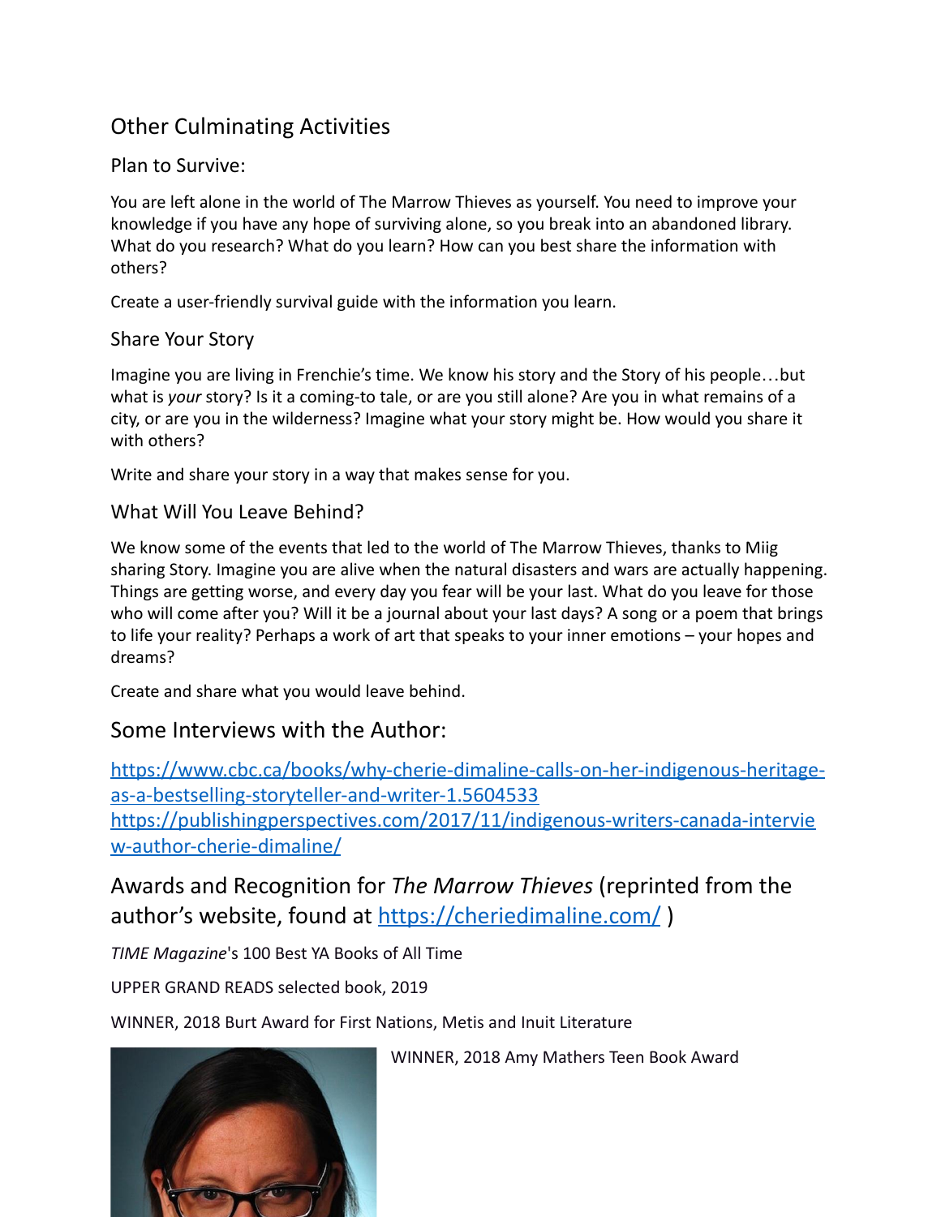## Other Culminating Activities

### Plan to Survive:

You are left alone in the world of The Marrow Thieves as yourself. You need to improve your knowledge if you have any hope of surviving alone, so you break into an abandoned library. What do you research? What do you learn? How can you best share the information with others?

Create a user-friendly survival guide with the information you learn.

### Share Your Story

Imagine you are living in Frenchie's time. We know his story and the Story of his people…but what is *your* story? Is it a coming-to tale, or are you still alone? Are you in what remains of a city, or are you in the wilderness? Imagine what your story might be. How would you share it with others?

Write and share your story in a way that makes sense for you.

### What Will You Leave Behind?

We know some of the events that led to the world of The Marrow Thieves, thanks to Miig sharing Story. Imagine you are alive when the natural disasters and wars are actually happening. Things are getting worse, and every day you fear will be your last. What do you leave for those who will come after you? Will it be a journal about your last days? A song or a poem that brings to life your reality? Perhaps a work of art that speaks to your inner emotions – your hopes and dreams?

Create and share what you would leave behind.

## Some Interviews with the Author:

https://www.cbc.ca/books/why-cherie-dimaline-calls-on-her-indigenous-heritage-as-a-bestselling-storyteller-and-writer-1.5604533
https://publishingperspectives.com/2017/11/indigenous-writers-canada-interview-author-cherie-dimaline/

## Awards and Recognition for *The Marrow Thieves* (reprinted from the author's website, found at https://cheriedimaline.com/ )

*TIME Magazine*'s 100 Best YA Books of All Time

UPPER GRAND READS selected book, 2019

WINNER, 2018 Burt Award for First Nations, Metis and Inuit Literature

WINNER, 2018 Amy Mathers Teen Book Award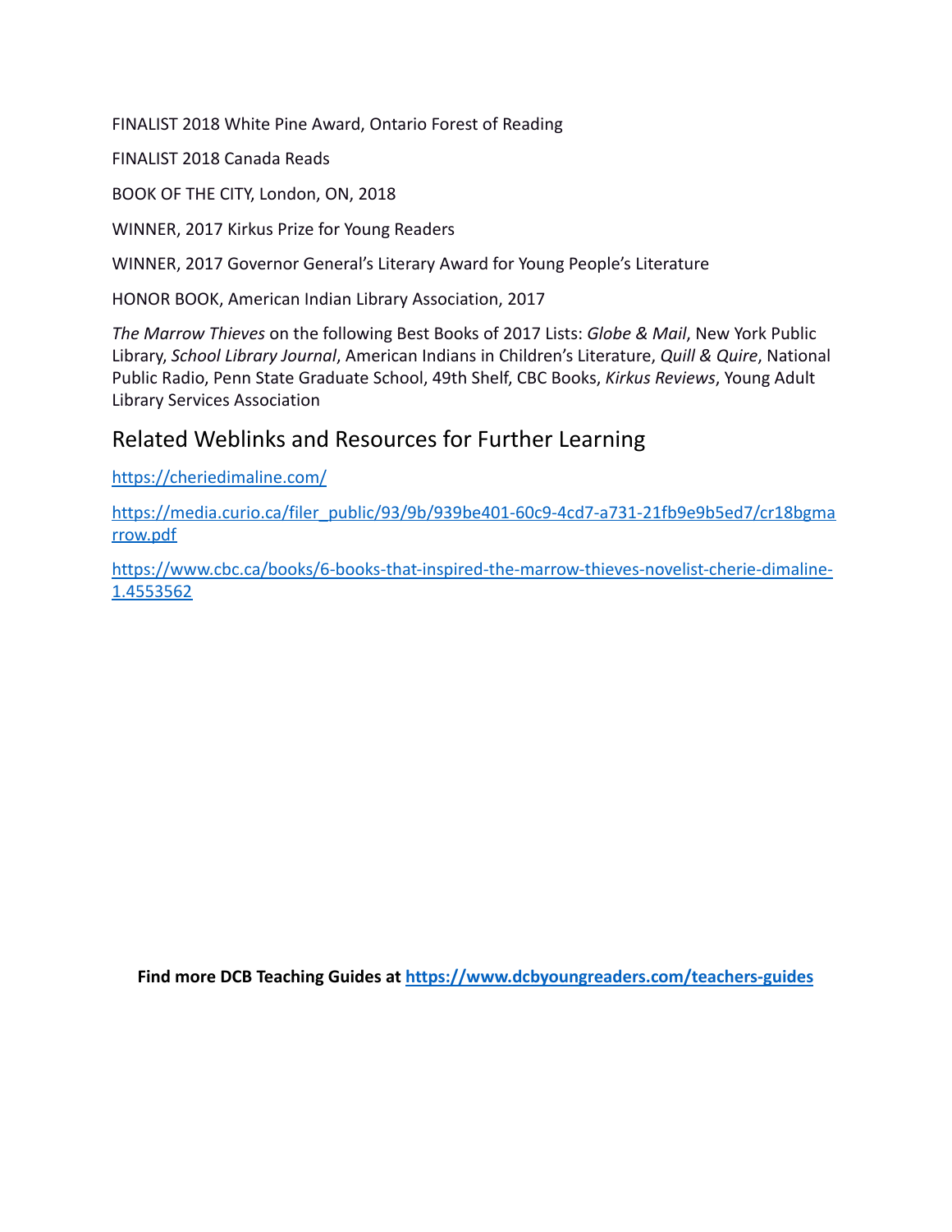FINALIST 2018 White Pine Award, Ontario Forest of Reading

FINALIST 2018 Canada Reads

BOOK OF THE CITY, London, ON, 2018

WINNER, 2017 Kirkus Prize for Young Readers

WINNER, 2017 Governor General's Literary Award for Young People's Literature

HONOR BOOK, American Indian Library Association, 2017

*The Marrow Thieves* on the following Best Books of 2017 Lists: *Globe & Mail*, New York Public Library, *School Library Journal*, American Indians in Children's Literature, *Quill & Quire*, National Public Radio, Penn State Graduate School, 49th Shelf, CBC Books, *Kirkus Reviews*, Young Adult Library Services Association

## Related Weblinks and Resources for Further Learning

https://cheriedimaline.com/

https://media.curio.ca/filer_public/93/9b/939be401-60c9-4cd7-a731-21fb9e9b5ed7/cr18bgmarrow.pdf

https://www.cbc.ca/books/6-books-that-inspired-the-marrow-thieves-novelist-cherie-dimaline-1.4553562

**Find more DCB Teaching Guides at https://www.dcbyoungreaders.com/teachers-guides**